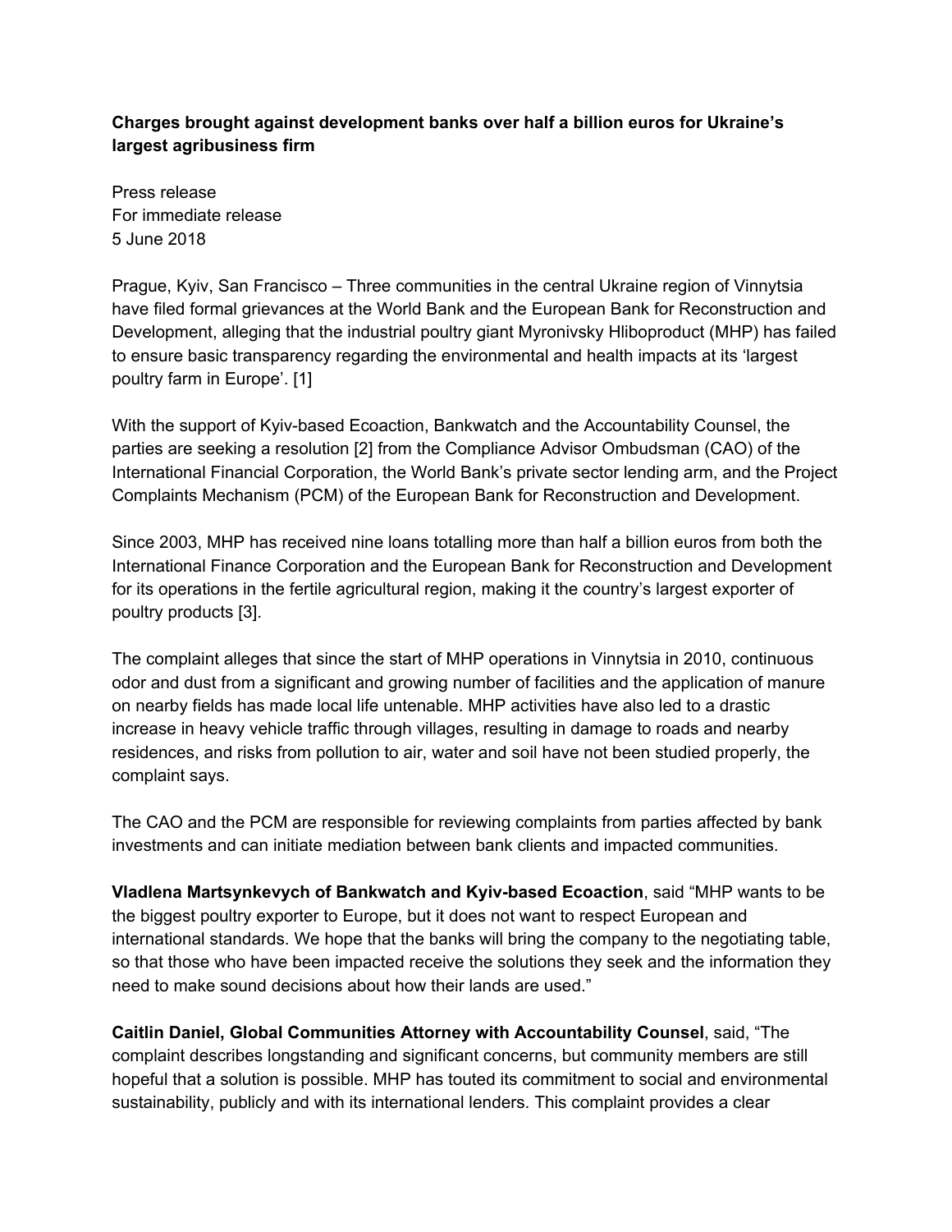**Charges brought against development banks over half a billion euros for Ukraine's largest agribusiness firm**

Press release
For immediate release
5 June 2018

Prague, Kyiv, San Francisco – Three communities in the central Ukraine region of Vinnytsia have filed formal grievances at the World Bank and the European Bank for Reconstruction and Development, alleging that the industrial poultry giant Myronivsky Hliboproduct (MHP) has failed to ensure basic transparency regarding the environmental and health impacts at its 'largest poultry farm in Europe'. [1]

With the support of Kyiv-based Ecoaction, Bankwatch and the Accountability Counsel, the parties are seeking a resolution [2] from the Compliance Advisor Ombudsman (CAO) of the International Financial Corporation, the World Bank's private sector lending arm, and the Project Complaints Mechanism (PCM) of the European Bank for Reconstruction and Development.

Since 2003, MHP has received nine loans totalling more than half a billion euros from both the International Finance Corporation and the European Bank for Reconstruction and Development for its operations in the fertile agricultural region, making it the country's largest exporter of poultry products [3].

The complaint alleges that since the start of MHP operations in Vinnytsia in 2010, continuous odor and dust from a significant and growing number of facilities and the application of manure on nearby fields has made local life untenable. MHP activities have also led to a drastic increase in heavy vehicle traffic through villages, resulting in damage to roads and nearby residences, and risks from pollution to air, water and soil have not been studied properly, the complaint says.

The CAO and the PCM are responsible for reviewing complaints from parties affected by bank investments and can initiate mediation between bank clients and impacted communities.

**Vladlena Martsynkevych of Bankwatch and Kyiv-based Ecoaction**, said "MHP wants to be the biggest poultry exporter to Europe, but it does not want to respect European and international standards. We hope that the banks will bring the company to the negotiating table, so that those who have been impacted receive the solutions they seek and the information they need to make sound decisions about how their lands are used."

**Caitlin Daniel, Global Communities Attorney with Accountability Counsel**, said, "The complaint describes longstanding and significant concerns, but community members are still hopeful that a solution is possible. MHP has touted its commitment to social and environmental sustainability, publicly and with its international lenders. This complaint provides a clear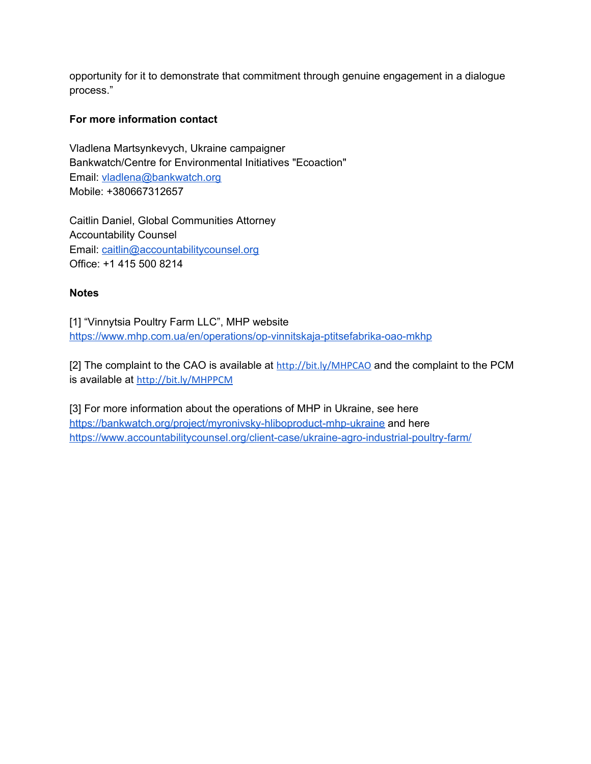opportunity for it to demonstrate that commitment through genuine engagement in a dialogue process."

**For more information contact**

Vladlena Martsynkevych, Ukraine campaigner
Bankwatch/Centre for Environmental Initiatives "Ecoaction"
Email: vladlena@bankwatch.org
Mobile: +380667312657

Caitlin Daniel, Global Communities Attorney
Accountability Counsel
Email: caitlin@accountabilitycounsel.org
Office: +1 415 500 8214

**Notes**

[1] "Vinnytsia Poultry Farm LLC", MHP website
https://www.mhp.com.ua/en/operations/op-vinnitskaja-ptitsefabrika-oao-mkhp

[2] The complaint to the CAO is available at http://bit.ly/MHPCAO and the complaint to the PCM is available at http://bit.ly/MHPPCM

[3] For more information about the operations of MHP in Ukraine, see here https://bankwatch.org/project/myronivsky-hliboproduct-mhp-ukraine and here https://www.accountabilitycounsel.org/client-case/ukraine-agro-industrial-poultry-farm/